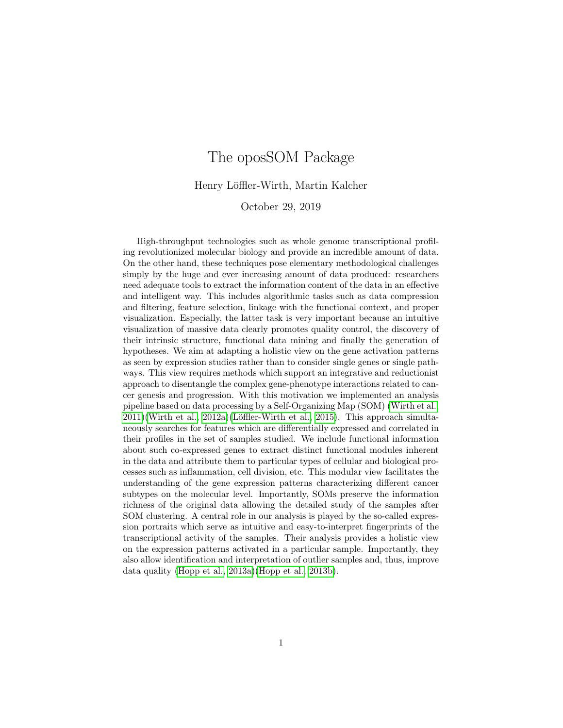# The oposSOM Package

Henry Löffler-Wirth, Martin Kalcher

October 29, 2019

High-throughput technologies such as whole genome transcriptional profiling revolutionized molecular biology and provide an incredible amount of data. On the other hand, these techniques pose elementary methodological challenges simply by the huge and ever increasing amount of data produced: researchers need adequate tools to extract the information content of the data in an effective and intelligent way. This includes algorithmic tasks such as data compression and filtering, feature selection, linkage with the functional context, and proper visualization. Especially, the latter task is very important because an intuitive visualization of massive data clearly promotes quality control, the discovery of their intrinsic structure, functional data mining and finally the generation of hypotheses. We aim at adapting a holistic view on the gene activation patterns as seen by expression studies rather than to consider single genes or single pathways. This view requires methods which support an integrative and reductionist approach to disentangle the complex gene-phenotype interactions related to cancer genesis and progression. With this motivation we implemented an analysis pipeline based on data processing by a Self-Organizing Map (SOM) (Wirth et al., 2011)(Wirth et al., 2012a)(Löffler-Wirth et al., 2015). This approach simultaneously searches for features which are differentially expressed and correlated in their profiles in the set of samples studied. We include functional information about such co-expressed genes to extract distinct functional modules inherent in the data and attribute them to particular types of cellular and biological processes such as inflammation, cell division, etc. This modular view facilitates the understanding of the gene expression patterns characterizing different cancer subtypes on the molecular level. Importantly, SOMs preserve the information richness of the original data allowing the detailed study of the samples after SOM clustering. A central role in our analysis is played by the so-called expression portraits which serve as intuitive and easy-to-interpret fingerprints of the transcriptional activity of the samples. Their analysis provides a holistic view on the expression patterns activated in a particular sample. Importantly, they also allow identification and interpretation of outlier samples and, thus, improve data quality (Hopp et al., 2013a)(Hopp et al., 2013b).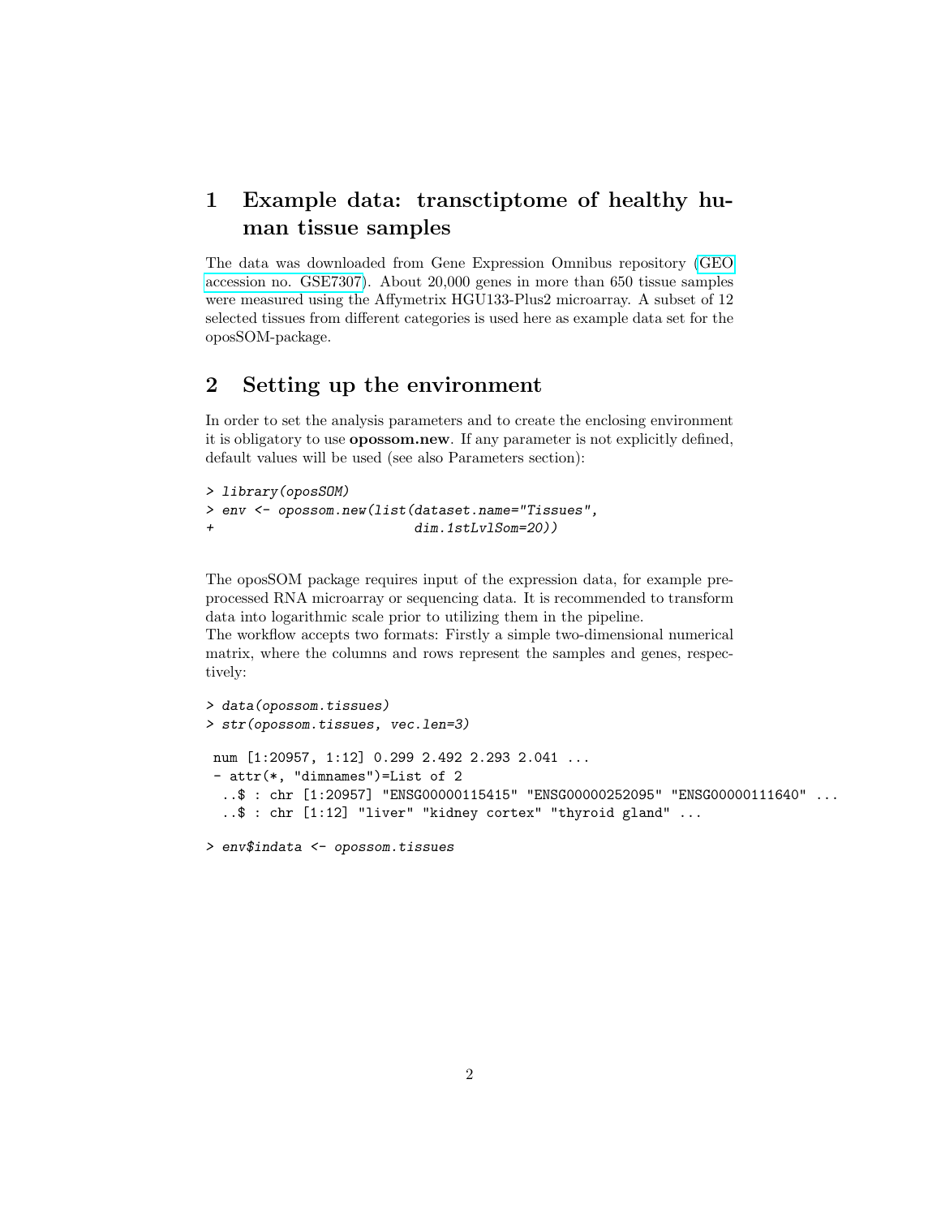# 1 Example data: transctiptome of healthy human tissue samples

The data was downloaded from Gene Expression Omnibus repository (GEO accession no. GSE7307). About 20,000 genes in more than 650 tissue samples were measured using the Affymetrix HGU133-Plus2 microarray. A subset of 12 selected tissues from different categories is used here as example data set for the oposSOM-package.

# 2 Setting up the environment

In order to set the analysis parameters and to create the enclosing environment it is obligatory to use **opossom.new**. If any parameter is not explicitly defined, default values will be used (see also Parameters section):

```
> library(oposSOM)
> env <- opossom.new(list(dataset.name="Tissues",
+                         dim.1stLvlSom=20))
```

The oposSOM package requires input of the expression data, for example preprocessed RNA microarray or sequencing data. It is recommended to transform data into logarithmic scale prior to utilizing them in the pipeline.
The workflow accepts two formats: Firstly a simple two-dimensional numerical matrix, where the columns and rows represent the samples and genes, respectively:

```
> data(opossom.tissues)
> str(opossom.tissues, vec.len=3)

 num [1:20957, 1:12] 0.299 2.492 2.293 2.041 ...
 - attr(*, "dimnames")=List of 2
  ..$ : chr [1:20957] "ENSG00000115415" "ENSG00000252095" "ENSG00000111640" ...
  ..$ : chr [1:12] "liver" "kidney cortex" "thyroid gland" ...

> env$indata <- opossom.tissues
```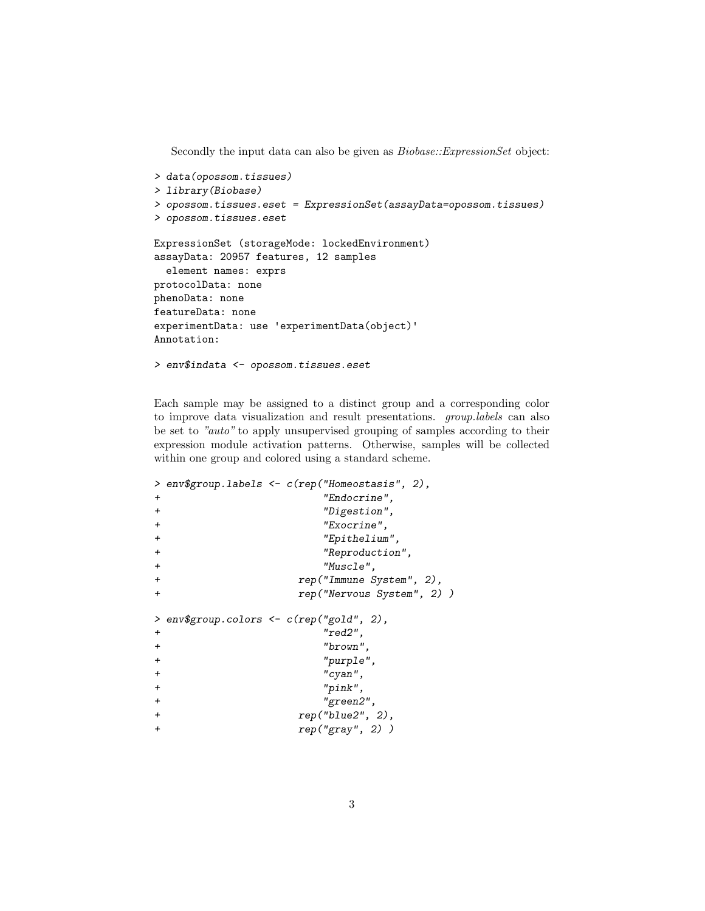Secondly the input data can also be given as *Biobase::ExpressionSet* object:

```
> data(opossom.tissues)
> library(Biobase)
> opossom.tissues.eset = ExpressionSet(assayData=opossom.tissues)
> opossom.tissues.eset

ExpressionSet (storageMode: lockedEnvironment)
assayData: 20957 features, 12 samples
  element names: exprs
protocolData: none
phenoData: none
featureData: none
experimentData: use 'experimentData(object)'
Annotation:

> env$indata <- opossom.tissues.eset
```

Each sample may be assigned to a distinct group and a corresponding color to improve data visualization and result presentations. *group.labels* can also be set to *"auto"* to apply unsupervised grouping of samples according to their expression module activation patterns. Otherwise, samples will be collected within one group and colored using a standard scheme.

```
> env$group.labels <- c(rep("Homeostasis", 2),
+                          "Endocrine",
+                          "Digestion",
+                          "Exocrine",
+                          "Epithelium",
+                          "Reproduction",
+                          "Muscle",
+                      rep("Immune System", 2),
+                      rep("Nervous System", 2) )

> env$group.colors <- c(rep("gold", 2),
+                          "red2",
+                          "brown",
+                          "purple",
+                          "cyan",
+                          "pink",
+                          "green2",
+                      rep("blue2", 2),
+                      rep("gray", 2) )
```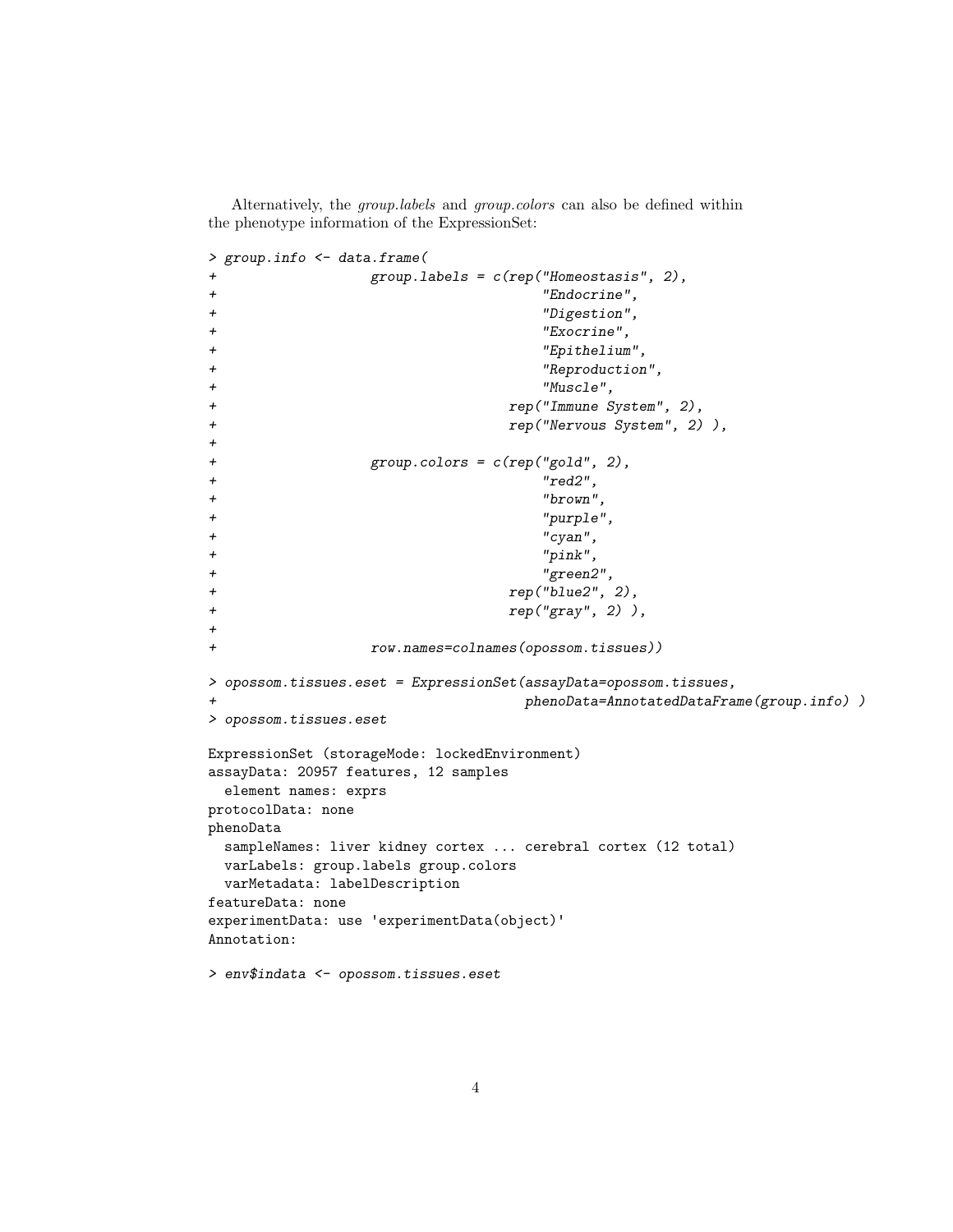Alternatively, the *group.labels* and *group.colors* can also be defined within the phenotype information of the ExpressionSet:

```
> group.info <- data.frame(
+                   group.labels = c(rep("Homeostasis", 2),
+                                    "Endocrine",
+                                    "Digestion",
+                                    "Exocrine",
+                                    "Epithelium",
+                                    "Reproduction",
+                                    "Muscle",
+                                rep("Immune System", 2),
+                                rep("Nervous System", 2) ),
+
+                   group.colors = c(rep("gold", 2),
+                                    "red2",
+                                    "brown",
+                                    "purple",
+                                    "cyan",
+                                    "pink",
+                                    "green2",
+                                rep("blue2", 2),
+                                rep("gray", 2) ),
+
+                   row.names=colnames(opossom.tissues))
> opossom.tissues.eset = ExpressionSet(assayData=opossom.tissues,
+                                   phenoData=AnnotatedDataFrame(group.info) )
> opossom.tissues.eset

ExpressionSet (storageMode: lockedEnvironment)
assayData: 20957 features, 12 samples
  element names: exprs
protocolData: none
phenoData
  sampleNames: liver kidney cortex ... cerebral cortex (12 total)
  varLabels: group.labels group.colors
  varMetadata: labelDescription
featureData: none
experimentData: use 'experimentData(object)'
Annotation:

> env$indata <- opossom.tissues.eset
```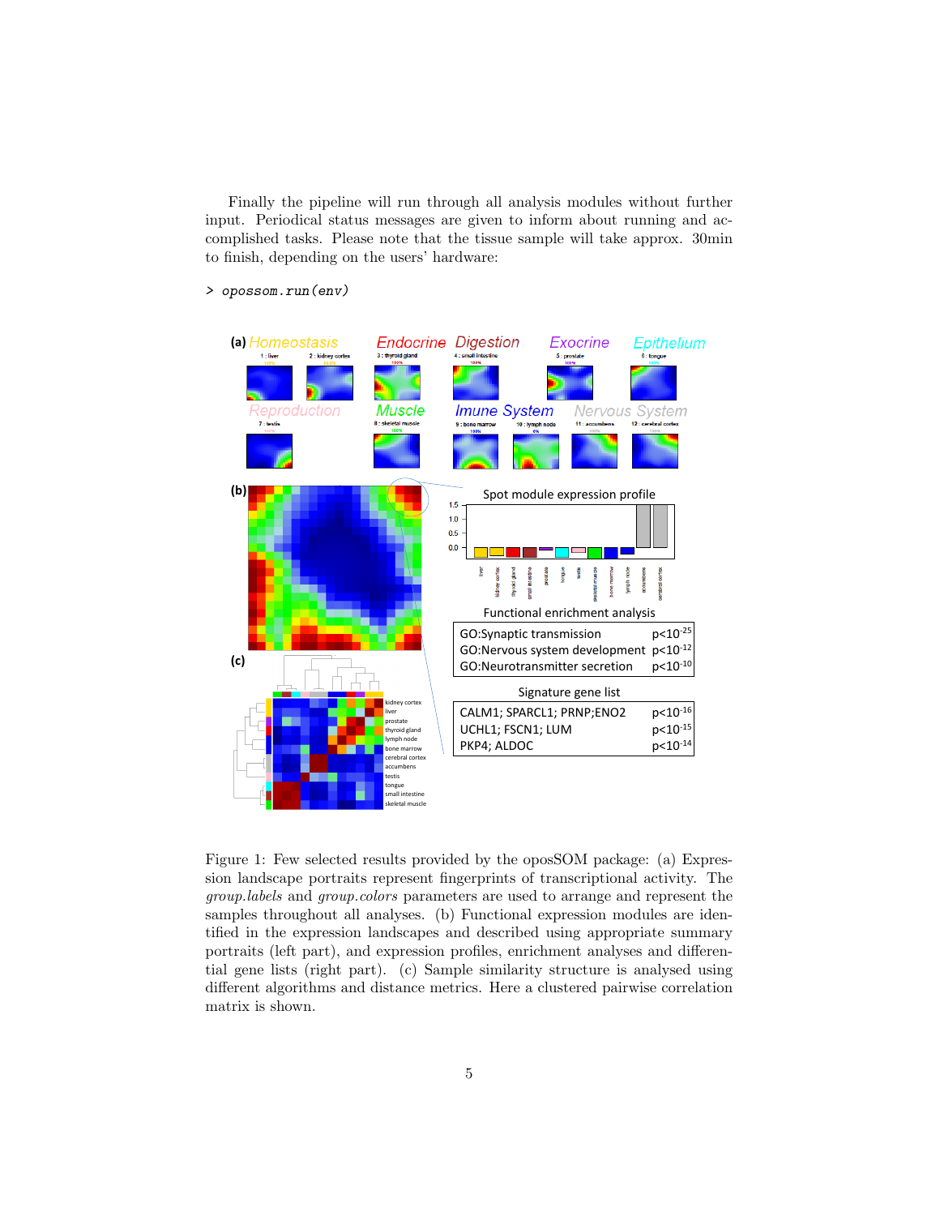Finally the pipeline will run through all analysis modules without further input. Periodical status messages are given to inform about running and accomplished tasks. Please note that the tissue sample will take approx. 30min to finish, depending on the users' hardware:

```
> opossom.run(env)
```

Figure 1: Few selected results provided by the oposSOM package: (a) Expression landscape portraits represent fingerprints of transcriptional activity. The *group.labels* and *group.colors* parameters are used to arrange and represent the samples throughout all analyses. (b) Functional expression modules are identified in the expression landscapes and described using appropriate summary portraits (left part), and expression profiles, enrichment analyses and differential gene lists (right part). (c) Sample similarity structure is analysed using different algorithms and distance metrics. Here a clustered pairwise correlation matrix is shown.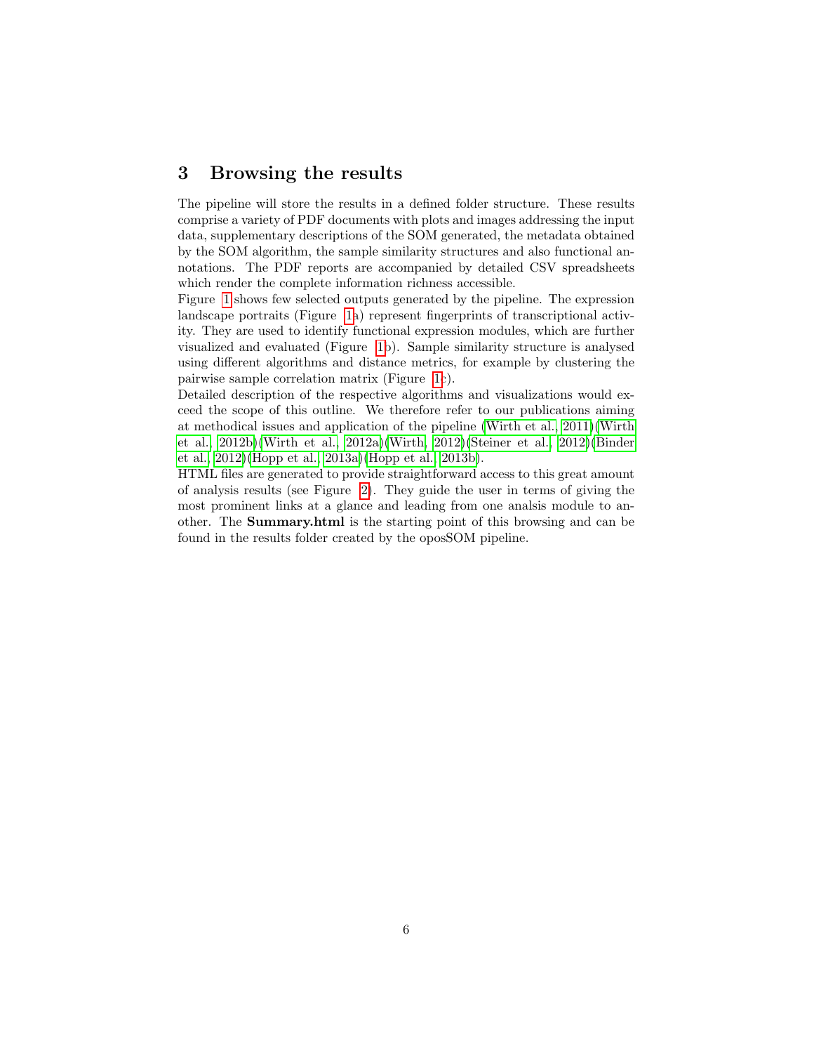## 3 Browsing the results

The pipeline will store the results in a defined folder structure. These results comprise a variety of PDF documents with plots and images addressing the input data, supplementary descriptions of the SOM generated, the metadata obtained by the SOM algorithm, the sample similarity structures and also functional annotations. The PDF reports are accompanied by detailed CSV spreadsheets which render the complete information richness accessible.

Figure 1 shows few selected outputs generated by the pipeline. The expression landscape portraits (Figure 1a) represent fingerprints of transcriptional activity. They are used to identify functional expression modules, which are further visualized and evaluated (Figure 1b). Sample similarity structure is analysed using different algorithms and distance metrics, for example by clustering the pairwise sample correlation matrix (Figure 1c).

Detailed description of the respective algorithms and visualizations would exceed the scope of this outline. We therefore refer to our publications aiming at methodical issues and application of the pipeline (Wirth et al., 2011)(Wirth et al., 2012b)(Wirth et al., 2012a)(Wirth, 2012)(Steiner et al., 2012)(Binder et al., 2012)(Hopp et al., 2013a)(Hopp et al., 2013b).

HTML files are generated to provide straightforward access to this great amount of analysis results (see Figure 2). They guide the user in terms of giving the most prominent links at a glance and leading from one analsis module to another. The **Summary.html** is the starting point of this browsing and can be found in the results folder created by the oposSOM pipeline.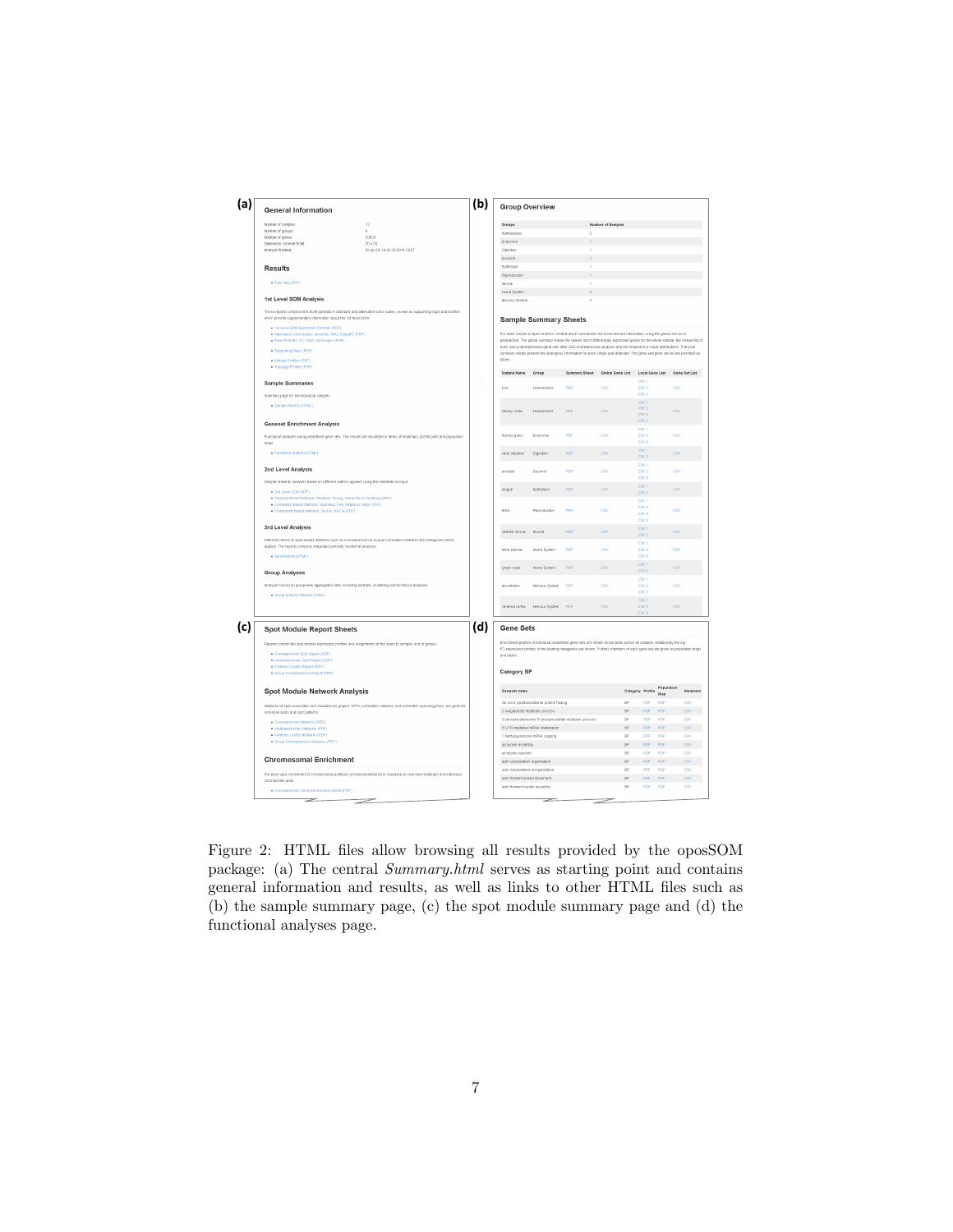Figure 2: HTML files allow browsing all results provided by the oposSOM package: (a) The central *Summary.html* serves as starting point and contains general information and results, as well as links to other HTML files such as (b) the sample summary page, (c) the spot module summary page and (d) the functional analyses page.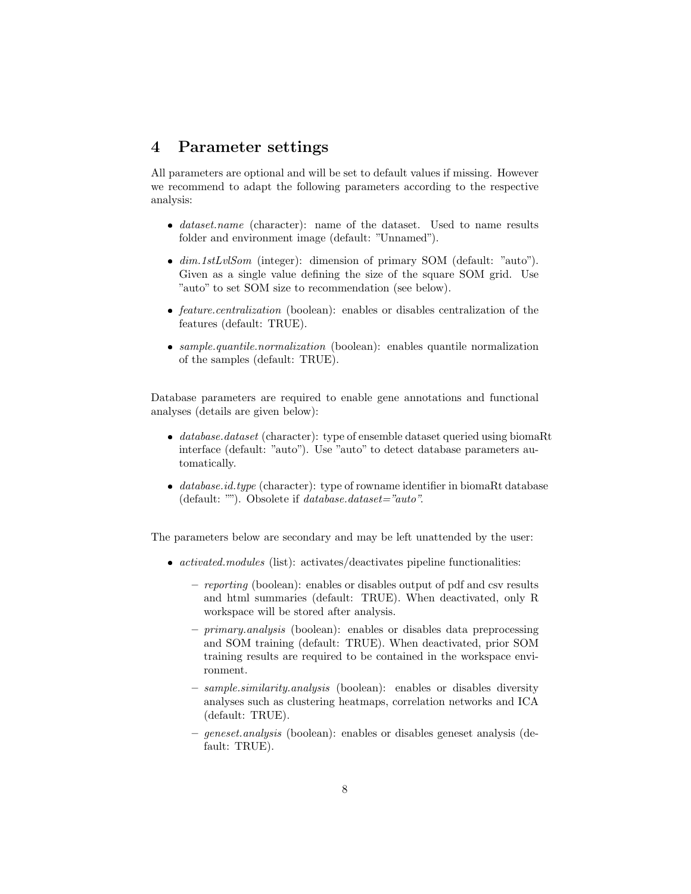## 4 Parameter settings

All parameters are optional and will be set to default values if missing. However we recommend to adapt the following parameters according to the respective analysis:

- *dataset.name* (character): name of the dataset. Used to name results folder and environment image (default: "Unnamed").
- *dim.1stLvlSom* (integer): dimension of primary SOM (default: "auto"). Given as a single value defining the size of the square SOM grid. Use "auto" to set SOM size to recommendation (see below).
- *feature.centralization* (boolean): enables or disables centralization of the features (default: TRUE).
- *sample.quantile.normalization* (boolean): enables quantile normalization of the samples (default: TRUE).

Database parameters are required to enable gene annotations and functional analyses (details are given below):

- *database.dataset* (character): type of ensemble dataset queried using biomaRt interface (default: "auto"). Use "auto" to detect database parameters automatically.
- *database.id.type* (character): type of rowname identifier in biomaRt database (default: ""). Obsolete if *database.dataset="auto"*.

The parameters below are secondary and may be left unattended by the user:

- *activated.modules* (list): activates/deactivates pipeline functionalities:
  - *reporting* (boolean): enables or disables output of pdf and csv results and html summaries (default: TRUE). When deactivated, only R workspace will be stored after analysis.
  - *primary.analysis* (boolean): enables or disables data preprocessing and SOM training (default: TRUE). When deactivated, prior SOM training results are required to be contained in the workspace environment.
  - *sample.similarity.analysis* (boolean): enables or disables diversity analyses such as clustering heatmaps, correlation networks and ICA (default: TRUE).
  - *geneset.analysis* (boolean): enables or disables geneset analysis (default: TRUE).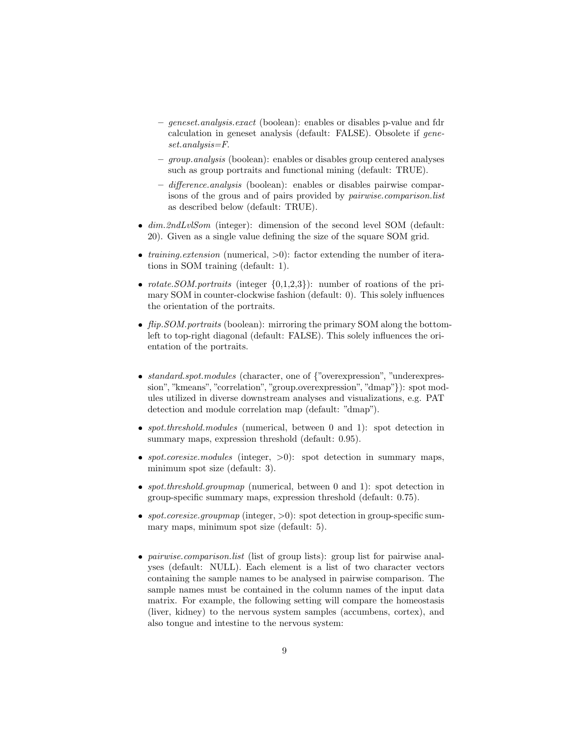- *geneset.analysis.exact* (boolean): enables or disables p-value and fdr calculation in geneset analysis (default: FALSE). Obsolete if *geneset.analysis=F*.
  - *group.analysis* (boolean): enables or disables group centered analyses such as group portraits and functional mining (default: TRUE).
  - *difference.analysis* (boolean): enables or disables pairwise comparisons of the grous and of pairs provided by *pairwise.comparison.list* as described below (default: TRUE).

- *dim.2ndLvlSom* (integer): dimension of the second level SOM (default: 20). Given as a single value defining the size of the square SOM grid.

- *training.extension* (numerical, >0): factor extending the number of iterations in SOM training (default: 1).

- *rotate.SOM.portraits* (integer {0,1,2,3}): number of roations of the primary SOM in counter-clockwise fashion (default: 0). This solely influences the orientation of the portraits.

- *flip.SOM.portraits* (boolean): mirroring the primary SOM along the bottom-left to top-right diagonal (default: FALSE). This solely influences the orientation of the portraits.

- *standard.spot.modules* (character, one of {"overexpression", "underexpression", "kmeans", "correlation", "group.overexpression", "dmap"}): spot modules utilized in diverse downstream analyses and visualizations, e.g. PAT detection and module correlation map (default: "dmap").

- *spot.threshold.modules* (numerical, between 0 and 1): spot detection in summary maps, expression threshold (default: 0.95).

- *spot.coresize.modules* (integer, >0): spot detection in summary maps, minimum spot size (default: 3).

- *spot.threshold.groupmap* (numerical, between 0 and 1): spot detection in group-specific summary maps, expression threshold (default: 0.75).

- *spot.coresize.groupmap* (integer, >0): spot detection in group-specific summary maps, minimum spot size (default: 5).

- *pairwise.comparison.list* (list of group lists): group list for pairwise analyses (default: NULL). Each element is a list of two character vectors containing the sample names to be analysed in pairwise comparison. The sample names must be contained in the column names of the input data matrix. For example, the following setting will compare the homeostasis (liver, kidney) to the nervous system samples (accumbens, cortex), and also tongue and intestine to the nervous system: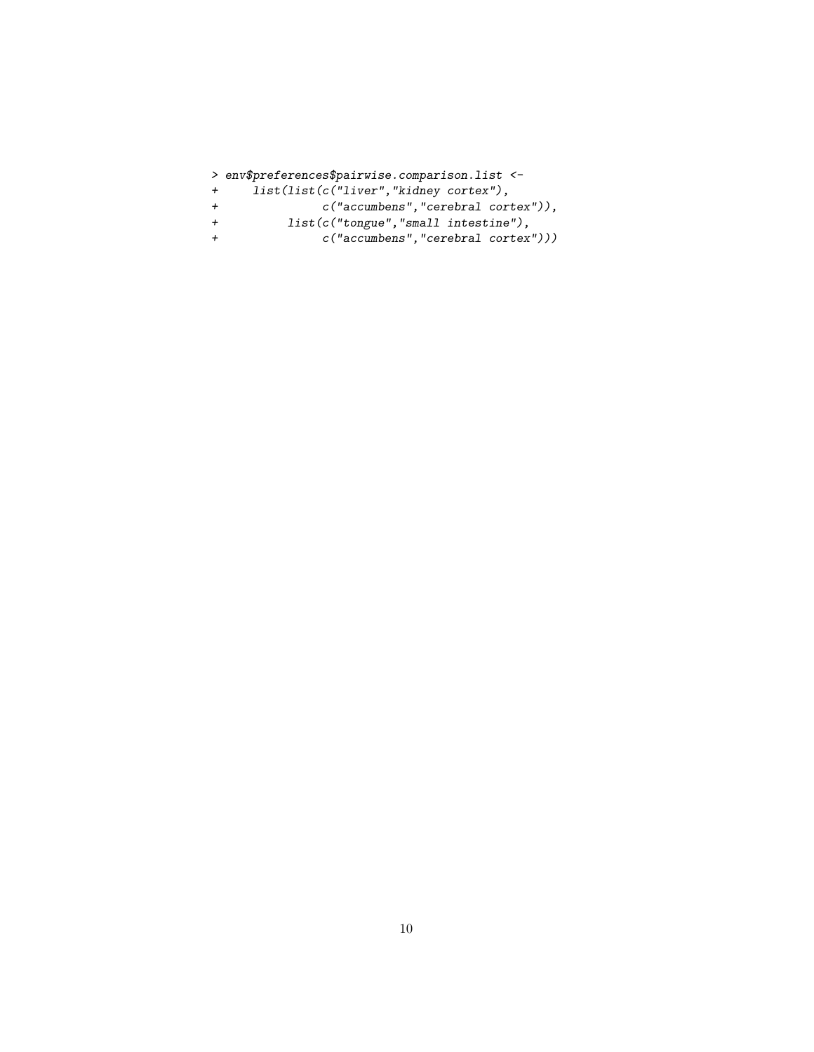```
> env$preferences$pairwise.comparison.list <-
+     list(list(c("liver","kidney cortex"),
+               c("accumbens","cerebral cortex")),
+          list(c("tongue","small intestine"),
+               c("accumbens","cerebral cortex")))
```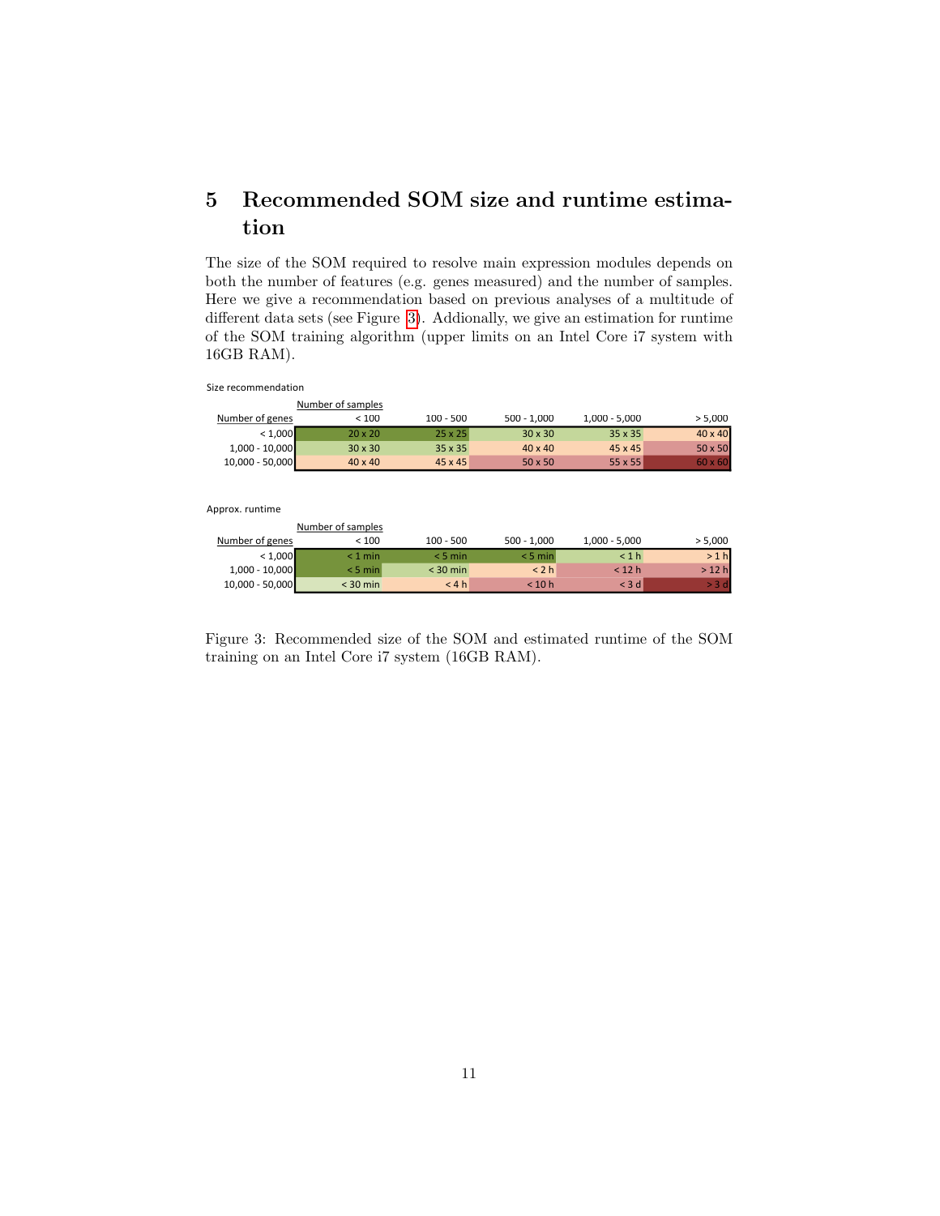## 5 Recommended SOM size and runtime estimation

The size of the SOM required to resolve main expression modules depends on both the number of features (e.g. genes measured) and the number of samples. Here we give a recommendation based on previous analyses of a multitude of different data sets (see Figure 3). Addionally, we give an estimation for runtime of the SOM training algorithm (upper limits on an Intel Core i7 system with 16GB RAM).

Size recommendation

| | Number of samples | | | | |
|---|---|---|---|---|---|
| Number of genes | < 100 | 100 - 500 | 500 - 1,000 | 1,000 - 5,000 | > 5,000 |
| < 1,000 | 20 x 20 | 25 x 25 | 30 x 30 | 35 x 35 | 40 x 40 |
| 1,000 - 10,000 | 30 x 30 | 35 x 35 | 40 x 40 | 45 x 45 | 50 x 50 |
| 10,000 - 50,000 | 40 x 40 | 45 x 45 | 50 x 50 | 55 x 55 | 60 x 60 |

Approx. runtime

| | Number of samples | | | | |
|---|---|---|---|---|---|
| Number of genes | < 100 | 100 - 500 | 500 - 1,000 | 1,000 - 5,000 | > 5,000 |
| < 1,000 | < 1 min | < 5 min | < 5 min | < 1 h | > 1 h |
| 1,000 - 10,000 | < 5 min | < 30 min | < 2 h | < 12 h | > 12 h |
| 10,000 - 50,000 | < 30 min | < 4 h | < 10 h | < 3 d | > 3 d |

Figure 3: Recommended size of the SOM and estimated runtime of the SOM training on an Intel Core i7 system (16GB RAM).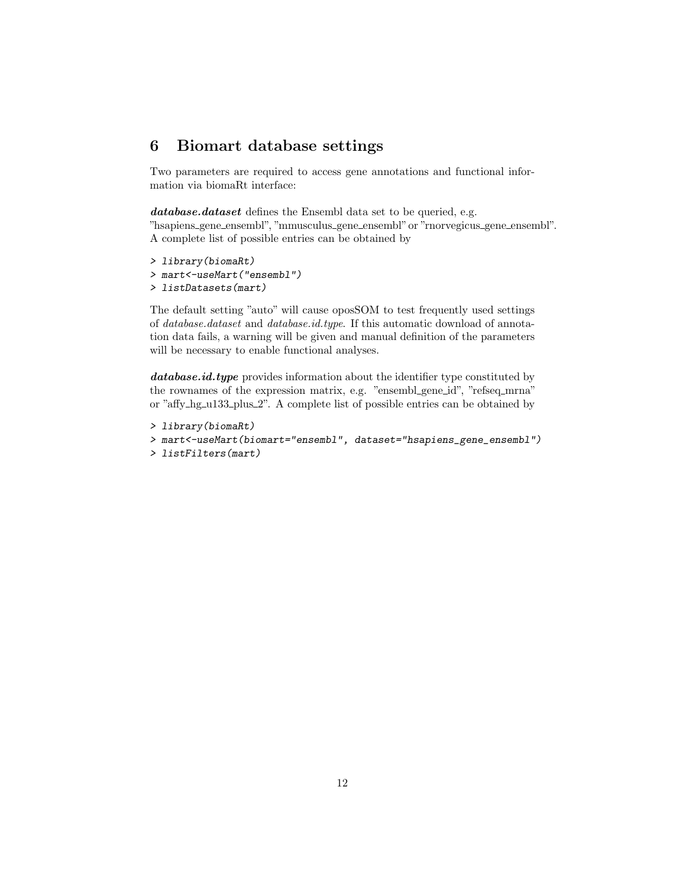## 6 Biomart database settings

Two parameters are required to access gene annotations and functional information via biomaRt interface:

***database.dataset*** defines the Ensembl data set to be queried, e.g. "hsapiens_gene_ensembl", "mmusculus_gene_ensembl" or "rnorvegicus_gene_ensembl". A complete list of possible entries can be obtained by

```
> library(biomaRt)
> mart<-useMart("ensembl")
> listDatasets(mart)
```

The default setting "auto" will cause oposSOM to test frequently used settings of *database.dataset* and *database.id.type*. If this automatic download of annotation data fails, a warning will be given and manual definition of the parameters will be necessary to enable functional analyses.

***database.id.type*** provides information about the identifier type constituted by the rownames of the expression matrix, e.g. "ensembl_gene_id", "refseq_mrna" or "affy_hg_u133_plus_2". A complete list of possible entries can be obtained by

```
> library(biomaRt)
> mart<-useMart(biomart="ensembl", dataset="hsapiens_gene_ensembl")
> listFilters(mart)
```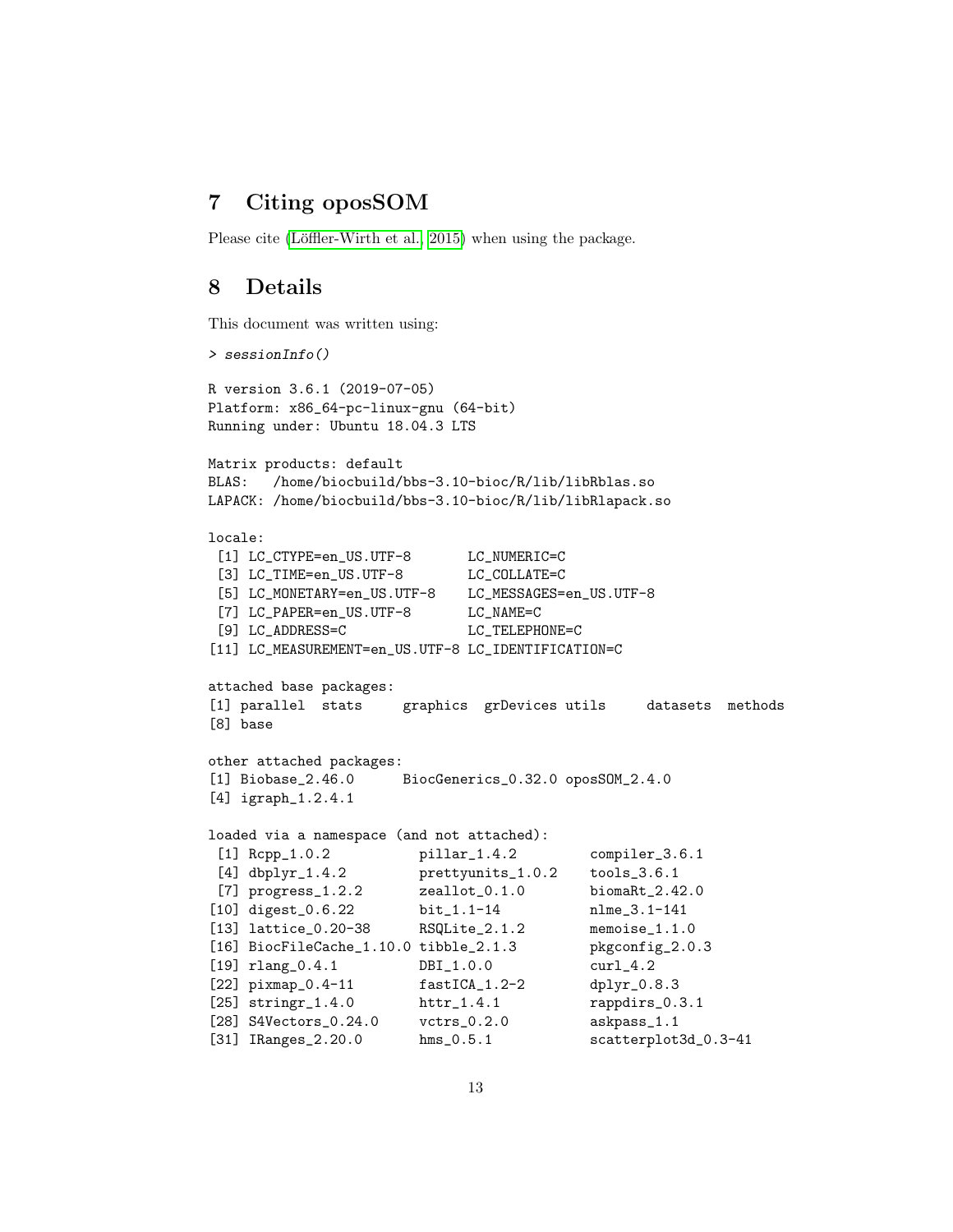## 7 Citing oposSOM

Please cite (Löffler-Wirth et al., 2015) when using the package.

## 8 Details

This document was written using:

```
> sessionInfo()

R version 3.6.1 (2019-07-05)
Platform: x86_64-pc-linux-gnu (64-bit)
Running under: Ubuntu 18.04.3 LTS

Matrix products: default
BLAS:   /home/biocbuild/bbs-3.10-bioc/R/lib/libRblas.so
LAPACK: /home/biocbuild/bbs-3.10-bioc/R/lib/libRlapack.so

locale:
 [1] LC_CTYPE=en_US.UTF-8       LC_NUMERIC=C
 [3] LC_TIME=en_US.UTF-8        LC_COLLATE=C
 [5] LC_MONETARY=en_US.UTF-8    LC_MESSAGES=en_US.UTF-8
 [7] LC_PAPER=en_US.UTF-8       LC_NAME=C
 [9] LC_ADDRESS=C               LC_TELEPHONE=C
[11] LC_MEASUREMENT=en_US.UTF-8 LC_IDENTIFICATION=C

attached base packages:
[1] parallel  stats     graphics  grDevices utils     datasets  methods
[8] base

other attached packages:
[1] Biobase_2.46.0      BiocGenerics_0.32.0 oposSOM_2.4.0
[4] igraph_1.2.4.1

loaded via a namespace (and not attached):
 [1] Rcpp_1.0.2           pillar_1.4.2         compiler_3.6.1
 [4] dbplyr_1.4.2         prettyunits_1.0.2    tools_3.6.1
 [7] progress_1.2.2       zeallot_0.1.0        biomaRt_2.42.0
[10] digest_0.6.22        bit_1.1-14           nlme_3.1-141
[13] lattice_0.20-38      RSQLite_2.1.2        memoise_1.1.0
[16] BiocFileCache_1.10.0 tibble_2.1.3         pkgconfig_2.0.3
[19] rlang_0.4.1          DBI_1.0.0            curl_4.2
[22] pixmap_0.4-11        fastICA_1.2-2        dplyr_0.8.3
[25] stringr_1.4.0        httr_1.4.1           rappdirs_0.3.1
[28] S4Vectors_0.24.0     vctrs_0.2.0          askpass_1.1
[31] IRanges_2.20.0       hms_0.5.1            scatterplot3d_0.3-41
```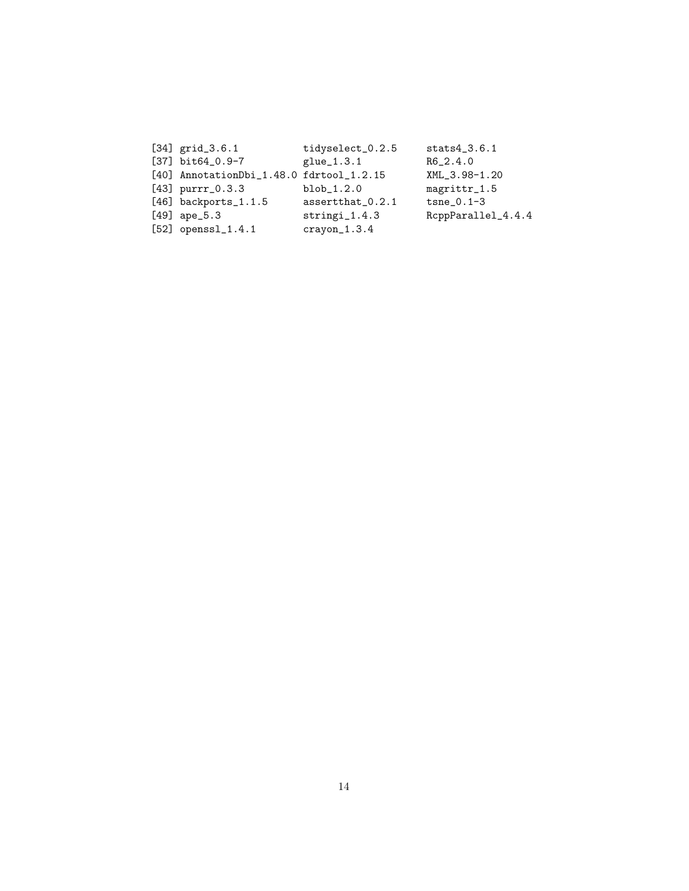```
[34] grid_3.6.1           tidyselect_0.2.5     stats4_3.6.1
[37] bit64_0.9-7          glue_1.3.1           R6_2.4.0
[40] AnnotationDbi_1.48.0 fdrtool_1.2.15       XML_3.98-1.20
[43] purrr_0.3.3          blob_1.2.0           magrittr_1.5
[46] backports_1.1.5      assertthat_0.2.1     tsne_0.1-3
[49] ape_5.3              stringi_1.4.3        RcppParallel_4.4.4
[52] openssl_1.4.1        crayon_1.3.4
```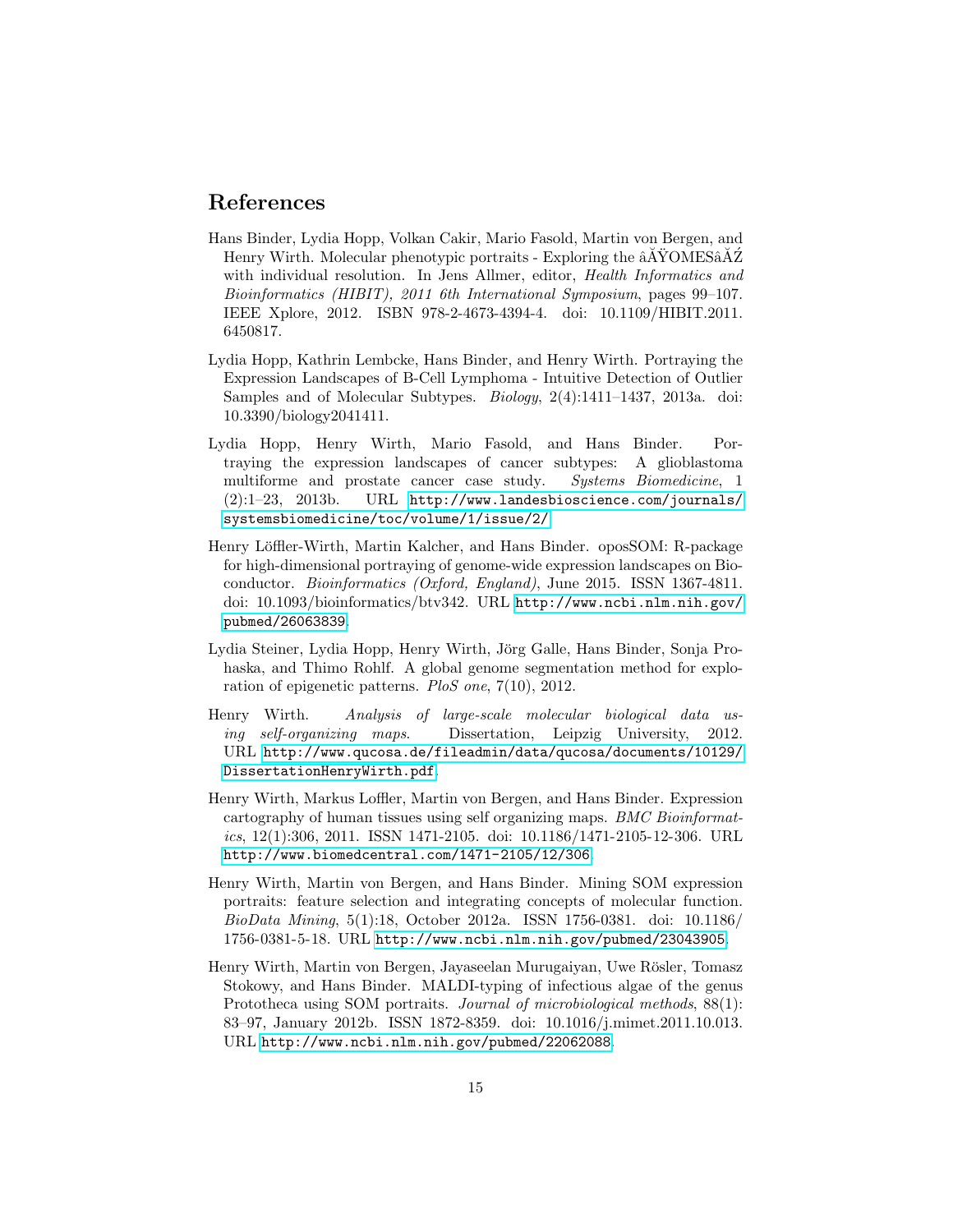## References

Hans Binder, Lydia Hopp, Volkan Cakir, Mario Fasold, Martin von Bergen, and Henry Wirth. Molecular phenotypic portraits - Exploring the âĂŸOMESâĂŹ with individual resolution. In Jens Allmer, editor, *Health Informatics and Bioinformatics (HIBIT), 2011 6th International Symposium*, pages 99–107. IEEE Xplore, 2012. ISBN 978-2-4673-4394-4. doi: 10.1109/HIBIT.2011.6450817.

Lydia Hopp, Kathrin Lembcke, Hans Binder, and Henry Wirth. Portraying the Expression Landscapes of B-Cell Lymphoma - Intuitive Detection of Outlier Samples and of Molecular Subtypes. *Biology*, 2(4):1411–1437, 2013a. doi: 10.3390/biology2041411.

Lydia Hopp, Henry Wirth, Mario Fasold, and Hans Binder. Portraying the expression landscapes of cancer subtypes: A glioblastoma multiforme and prostate cancer case study. *Systems Biomedicine*, 1 (2):1–23, 2013b. URL http://www.landesbioscience.com/journals/systemsbiomedicine/toc/volume/1/issue/2/.

Henry Löffler-Wirth, Martin Kalcher, and Hans Binder. oposSOM: R-package for high-dimensional portraying of genome-wide expression landscapes on Bioconductor. *Bioinformatics (Oxford, England)*, June 2015. ISSN 1367-4811. doi: 10.1093/bioinformatics/btv342. URL http://www.ncbi.nlm.nih.gov/pubmed/26063839.

Lydia Steiner, Lydia Hopp, Henry Wirth, Jörg Galle, Hans Binder, Sonja Prohaska, and Thimo Rohlf. A global genome segmentation method for exploration of epigenetic patterns. *PloS one*, 7(10), 2012.

Henry Wirth. *Analysis of large-scale molecular biological data using self-organizing maps*. Dissertation, Leipzig University, 2012. URL http://www.qucosa.de/fileadmin/data/qucosa/documents/10129/DissertationHenryWirth.pdf.

Henry Wirth, Markus Loffler, Martin von Bergen, and Hans Binder. Expression cartography of human tissues using self organizing maps. *BMC Bioinformatics*, 12(1):306, 2011. ISSN 1471-2105. doi: 10.1186/1471-2105-12-306. URL http://www.biomedcentral.com/1471-2105/12/306.

Henry Wirth, Martin von Bergen, and Hans Binder. Mining SOM expression portraits: feature selection and integrating concepts of molecular function. *BioData Mining*, 5(1):18, October 2012a. ISSN 1756-0381. doi: 10.1186/1756-0381-5-18. URL http://www.ncbi.nlm.nih.gov/pubmed/23043905.

Henry Wirth, Martin von Bergen, Jayaseelan Murugaiyan, Uwe Rösler, Tomasz Stokowy, and Hans Binder. MALDI-typing of infectious algae of the genus Prototheca using SOM portraits. *Journal of microbiological methods*, 88(1): 83–97, January 2012b. ISSN 1872-8359. doi: 10.1016/j.mimet.2011.10.013. URL http://www.ncbi.nlm.nih.gov/pubmed/22062088.